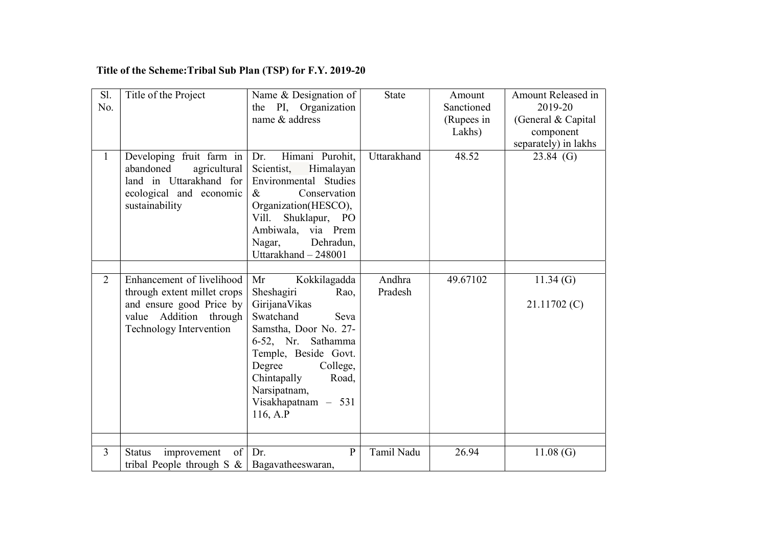**Title of the Scheme:Tribal Sub Plan (TSP) for F.Y. 2019-20**

| Sl. No. | Title of the Project | Name & Designation of the PI, Organization name & address | State | Amount Sanctioned (Rupees in Lakhs) | Amount Released in 2019-20 (General & Capital component separately) in lakhs |
|---|---|---|---|---|---|
| 1 | Developing fruit farm in abandoned agricultural land in Uttarakhand for ecological and economic sustainability | Dr. Himani Purohit, Scientist, Himalayan Environmental Studies & Conservation Organization(HESCO), Vill. Shuklapur, PO Ambiwala, via Prem Nagar, Dehradun, Uttarakhand – 248001 | Uttarakhand | 48.52 | 23.84 (G) |
| | | | | | |
| 2 | Enhancement of livelihood through extent millet crops and ensure good Price by value Addition through Technology Intervention | Mr Kokkilagadda Sheshagiri Rao, GirijanaVikas Swatchand Seva Samstha, Door No. 27-6-52, Nr. Sathamma Temple, Beside Govt. Degree College, Chintapally Road, Narsipatnam, Visakhapatnam – 531 116, A.P | Andhra Pradesh | 49.67102 | 11.34 (G)<br><br>21.11702 (C) |
| | | | | | |
| 3 | Status improvement of tribal People through S & | Dr. P Bagavatheeswaran, | Tamil Nadu | 26.94 | 11.08 (G) |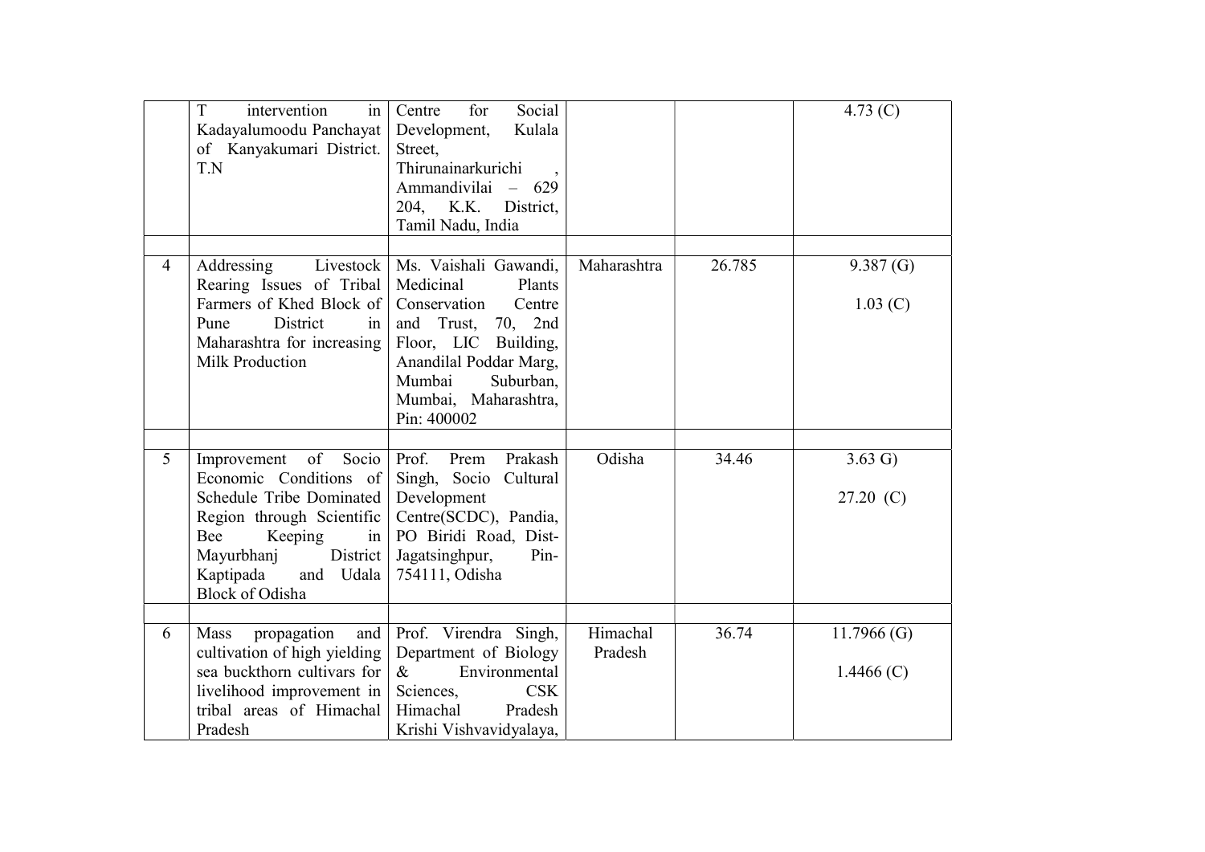| | | | | |
|---|---|---|---|---|
| | T intervention in Kadayalumoodu Panchayat of Kanyakumari District. T.N | Centre for Social Development, Kulala Street, Thirunainarkurichi , Ammandivilai – 629 204, K.K. District, Tamil Nadu, India | | | 4.73 (C) |
| | | | | | |
| 4 | Addressing Livestock Rearing Issues of Tribal Farmers of Khed Block of Pune District in Maharashtra for increasing Milk Production | Ms. Vaishali Gawandi, Medicinal Plants Conservation Centre and Trust, 70, 2nd Floor, LIC Building, Anandilal Poddar Marg, Mumbai Suburban, Mumbai, Maharashtra, Pin: 400002 | Maharashtra | 26.785 | 9.387 (G)<br><br>1.03 (C) |
| | | | | | |
| 5 | Improvement of Socio Economic Conditions of Schedule Tribe Dominated Region through Scientific Bee Keeping in Mayurbhanj District Kaptipada and Udala Block of Odisha | Prof. Prem Prakash Singh, Socio Cultural Development Centre(SCDC), Pandia, PO Biridi Road, Dist- Jagatsinghpur, Pin- 754111, Odisha | Odisha | 34.46 | 3.63 G)<br><br>27.20 (C) |
| | | | | | |
| 6 | Mass propagation and cultivation of high yielding sea buckthorn cultivars for livelihood improvement in tribal areas of Himachal Pradesh | Prof. Virendra Singh, Department of Biology & Environmental Sciences, CSK Himachal Pradesh Krishi Vishvavidyalaya, | Himachal Pradesh | 36.74 | 11.7966 (G)<br><br>1.4466 (C) |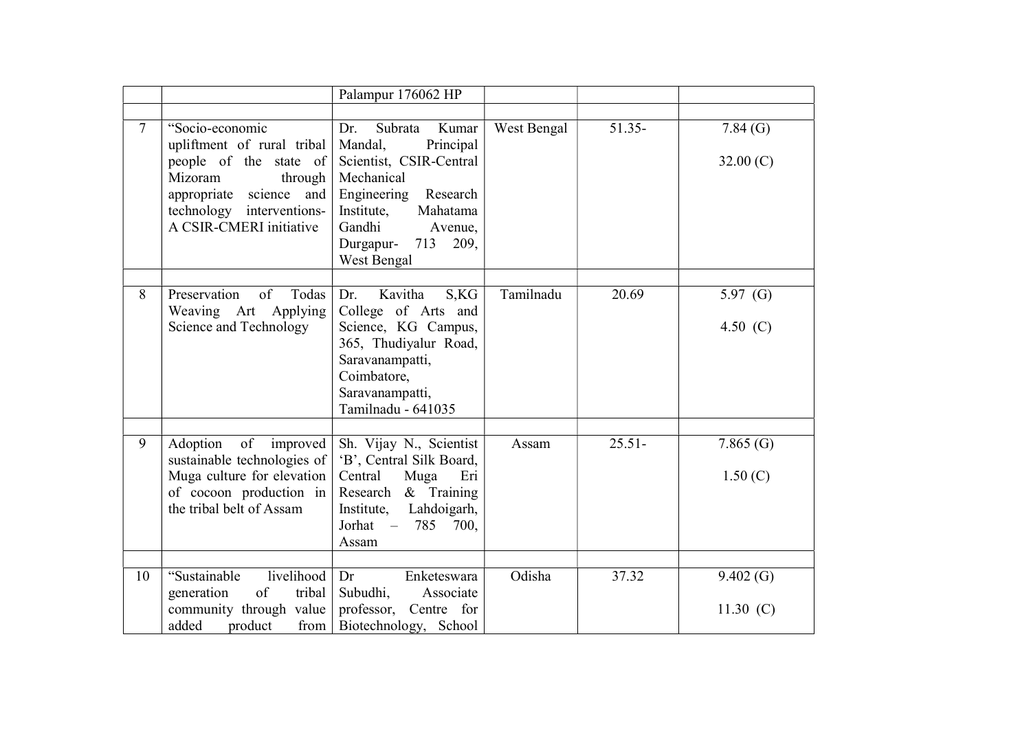| | | | | | |
|---|---|---|---|---|---|
| | | Palampur 176062 HP | | | |
| | | | | | |
| 7 | "Socio-economic upliftment of rural tribal people of the state of Mizoram through appropriate science and technology interventions- A CSIR-CMERI initiative | Dr. Subrata Kumar Mandal, Principal Scientist, CSIR-Central Mechanical Engineering Research Institute, Mahatama Gandhi Avenue, Durgapur- 713 209, West Bengal | West Bengal | 51.35- | 7.84 (G)<br><br>32.00 (C) |
| | | | | | |
| 8 | Preservation of Todas Weaving Art Applying Science and Technology | Dr. Kavitha S,KG College of Arts and Science, KG Campus, 365, Thudiyalur Road, Saravanampatti, Coimbatore, Saravanampatti, Tamilnadu - 641035 | Tamilnadu | 20.69 | 5.97 (G)<br><br>4.50 (C) |
| | | | | | |
| 9 | Adoption of improved sustainable technologies of Muga culture for elevation of cocoon production in the tribal belt of Assam | Sh. Vijay N., Scientist 'B', Central Silk Board, Central Muga Eri Research & Training Institute, Lahdoigarh, Jorhat – 785 700, Assam | Assam | 25.51- | 7.865 (G)<br><br>1.50 (C) |
| | | | | | |
| 10 | "Sustainable livelihood generation of tribal community through value added product from | Dr Enketeswara Subudhi, Associate professor, Centre for Biotechnology, School | Odisha | 37.32 | 9.402 (G)<br><br>11.30 (C) |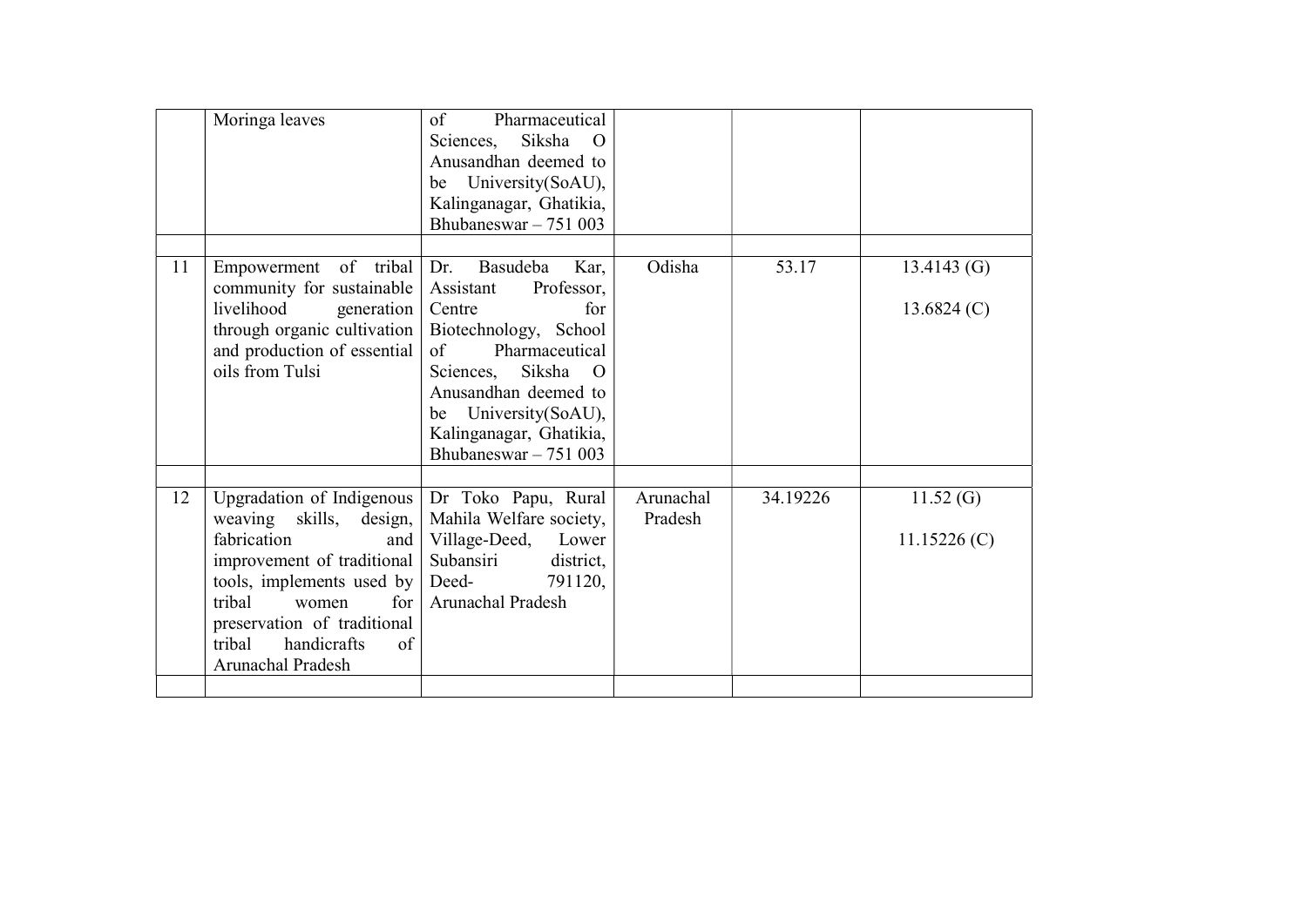| | | | | | |
|---|---|---|---|---|---|
| | Moringa leaves | of Pharmaceutical Sciences, Siksha O Anusandhan deemed to be University(SoAU), Kalinganagar, Ghatikia, Bhubaneswar – 751 003 | | | |
| | | | | | |
| 11 | Empowerment of tribal community for sustainable livelihood generation through organic cultivation and production of essential oils from Tulsi | Dr. Basudeba Kar, Assistant Professor, Centre for Biotechnology, School of Pharmaceutical Sciences, Siksha O Anusandhan deemed to be University(SoAU), Kalinganagar, Ghatikia, Bhubaneswar – 751 003 | Odisha | 53.17 | 13.4143 (G)<br><br>13.6824 (C) |
| | | | | | |
| 12 | Upgradation of Indigenous weaving skills, design, fabrication and improvement of traditional tools, implements used by tribal women for preservation of traditional tribal handicrafts of Arunachal Pradesh | Dr Toko Papu, Rural Mahila Welfare society, Village-Deed, Lower Subansiri district, Deed- 791120, Arunachal Pradesh | Arunachal Pradesh | 34.19226 | 11.52 (G)<br><br>11.15226 (C) |
| | | | | | |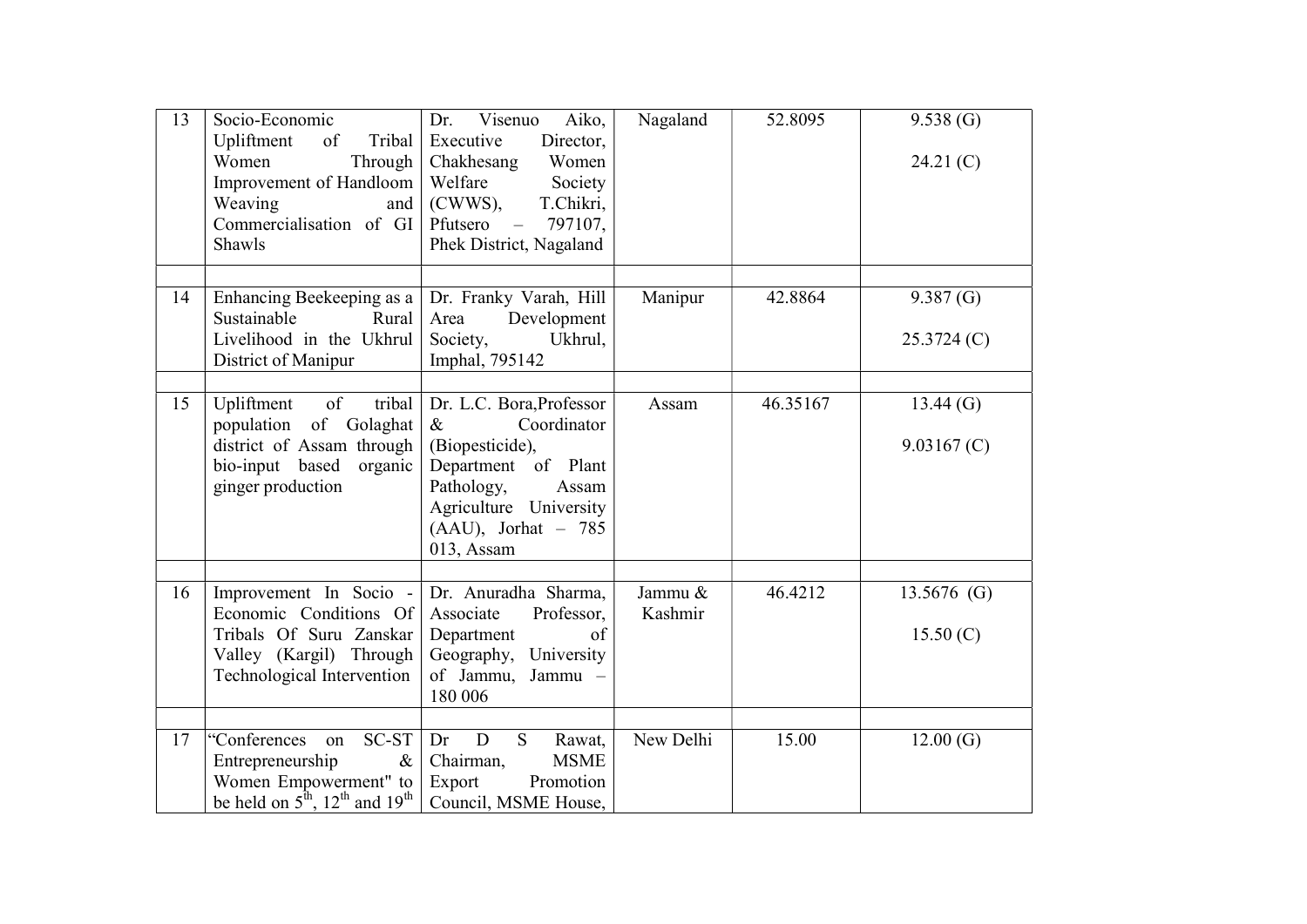| | | | | | |
|---|---|---|---|---|---|
| 13 | Socio-Economic Upliftment of Tribal Women Through Improvement of Handloom Weaving and Commercialisation of GI Shawls | Dr. Visenuo Aiko, Executive Director, Chakhesang Women Welfare Society (CWWS), T.Chikri, Pfutsero – 797107, Phek District, Nagaland | Nagaland | 52.8095 | 9.538 (G)<br><br>24.21 (C) |
| | | | | | |
| 14 | Enhancing Beekeeping as a Sustainable Rural Livelihood in the Ukhrul District of Manipur | Dr. Franky Varah, Hill Area Development Society, Ukhrul, Imphal, 795142 | Manipur | 42.8864 | 9.387 (G)<br><br>25.3724 (C) |
| | | | | | |
| 15 | Upliftment of tribal population of Golaghat district of Assam through bio-input based organic ginger production | Dr. L.C. Bora,Professor & Coordinator (Biopesticide), Department of Plant Pathology, Assam Agriculture University (AAU), Jorhat – 785 013, Assam | Assam | 46.35167 | 13.44 (G)<br><br>9.03167 (C) |
| | | | | | |
| 16 | Improvement In Socio - Economic Conditions Of Tribals Of Suru Zanskar Valley (Kargil) Through Technological Intervention | Dr. Anuradha Sharma, Associate Professor, Department of Geography, University of Jammu, Jammu – 180 006 | Jammu & Kashmir | 46.4212 | 13.5676 (G)<br><br>15.50 (C) |
| | | | | | |
| 17 | "Conferences on SC-ST Entrepreneurship & Women Empowerment" to be held on 5th, 12th and 19th | Dr D S Rawat, Chairman, MSME Export Promotion Council, MSME House, | New Delhi | 15.00 | 12.00 (G) |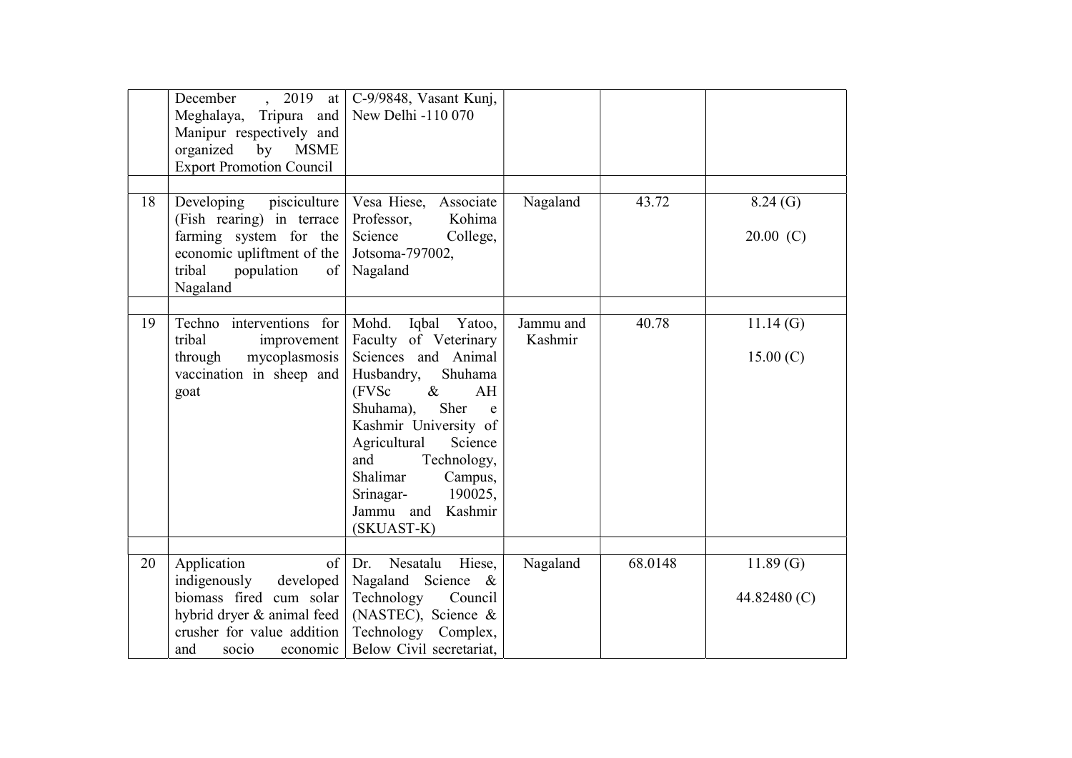| | | | | | |
|---|---|---|---|---|---|
| | December , 2019 at Meghalaya, Tripura and Manipur respectively and organized by MSME Export Promotion Council | C-9/9848, Vasant Kunj, New Delhi -110 070 | | | |
| | | | | | |
| 18 | Developing pisciculture (Fish rearing) in terrace farming system for the economic upliftment of the tribal population of Nagaland | Vesa Hiese, Associate Professor, Kohima Science College, Jotsoma-797002, Nagaland | Nagaland | 43.72 | 8.24 (G)<br><br>20.00 (C) |
| | | | | | |
| 19 | Techno interventions for tribal improvement through mycoplasmosis vaccination in sheep and goat | Mohd. Iqbal Yatoo, Faculty of Veterinary Sciences and Animal Husbandry, Shuhama (FVSc & AH Shuhama), Sher e Kashmir University of Agricultural Science and Technology, Shalimar Campus, Srinagar- 190025, Jammu and Kashmir (SKUAST-K) | Jammu and Kashmir | 40.78 | 11.14 (G)<br><br>15.00 (C) |
| | | | | | |
| 20 | Application of indigenously developed biomass fired cum solar hybrid dryer & animal feed crusher for value addition and socio economic | Dr. Nesatalu Hiese, Nagaland Science & Technology Council (NASTEC), Science & Technology Complex, Below Civil secretariat, | Nagaland | 68.0148 | 11.89 (G)<br><br>44.82480 (C) |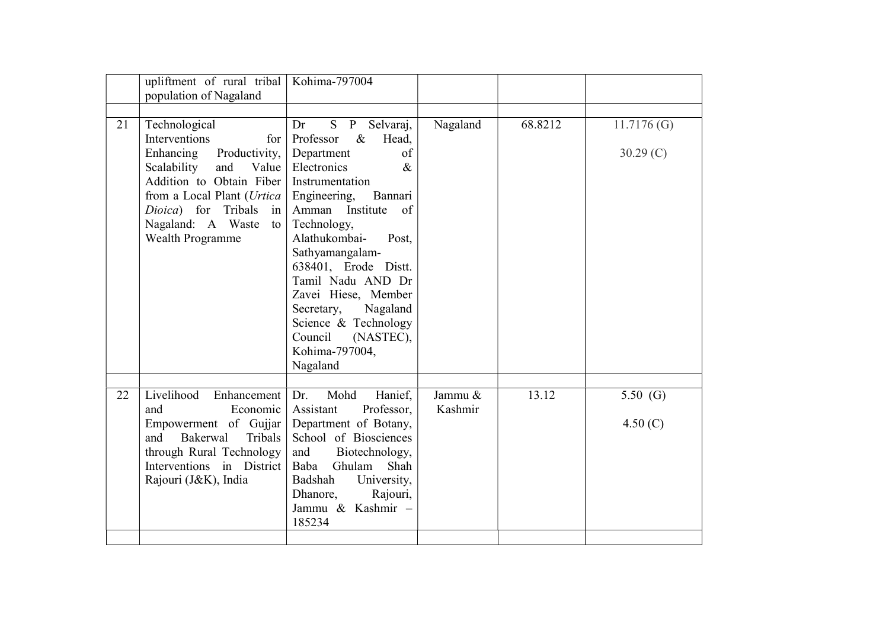| | | | | | |
|---|---|---|---|---|---|
| | upliftment of rural tribal population of Nagaland | Kohima-797004 | | | |
| | | | | | |
| 21 | Technological Interventions for Enhancing Productivity, Scalability and Value Addition to Obtain Fiber from a Local Plant (*Urtica Dioica*) for Tribals in Nagaland: A Waste to Wealth Programme | Dr S P Selvaraj, Professor & Head, Department of Electronics & Instrumentation Engineering, Bannari Amman Institute of Technology, Alathukombai- Post, Sathyamangalam-638401, Erode Distt. Tamil Nadu AND Dr Zavei Hiese, Member Secretary, Nagaland Science & Technology Council (NASTEC), Kohima-797004, Nagaland | Nagaland | 68.8212 | 11.7176 (G)<br><br>30.29 (C) |
| | | | | | |
| 22 | Livelihood Enhancement and Economic Empowerment of Gujjar and Bakerwal Tribals through Rural Technology Interventions in District Rajouri (J&K), India | Dr. Mohd Hanief, Assistant Professor, Department of Botany, School of Biosciences and Biotechnology, Baba Ghulam Shah Badshah University, Dhanore, Rajouri, Jammu & Kashmir – 185234 | Jammu & Kashmir | 13.12 | 5.50 (G)<br><br>4.50 (C) |
| | | | | | |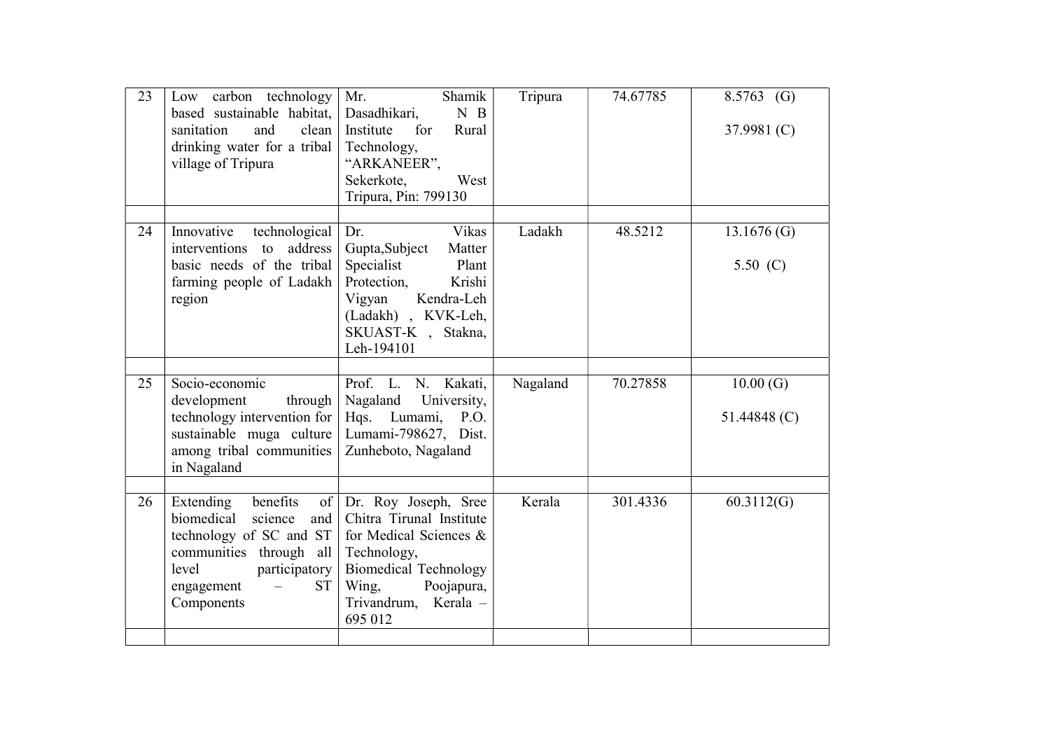| | | | | | |
|---|---|---|---|---|---|
| 23 | Low carbon technology based sustainable habitat, sanitation and clean drinking water for a tribal village of Tripura | Mr. Shamik Dasadhikari, N B Institute for Rural Technology, "ARKANEER", Sekerkote, West Tripura, Pin: 799130 | Tripura | 74.67785 | 8.5763 (G)<br><br>37.9981 (C) |
| | | | | | |
| 24 | Innovative technological interventions to address basic needs of the tribal farming people of Ladakh region | Dr. Vikas Gupta,Subject Matter Specialist Plant Protection, Krishi Vigyan Kendra-Leh (Ladakh) , KVK-Leh, SKUAST-K , Stakna, Leh-194101 | Ladakh | 48.5212 | 13.1676 (G)<br><br>5.50 (C) |
| | | | | | |
| 25 | Socio-economic development through technology intervention for sustainable muga culture among tribal communities in Nagaland | Prof. L. N. Kakati, Nagaland University, Hqs. Lumami, P.O. Lumami-798627, Dist. Zunheboto, Nagaland | Nagaland | 70.27858 | 10.00 (G)<br><br>51.44848 (C) |
| | | | | | |
| 26 | Extending benefits of biomedical science and technology of SC and ST communities through all level participatory engagement – ST Components | Dr. Roy Joseph, Sree Chitra Tirunal Institute for Medical Sciences & Technology, Biomedical Technology Wing, Poojapura, Trivandrum, Kerala – 695 012 | Kerala | 301.4336 | 60.3112(G) |
| | | | | | |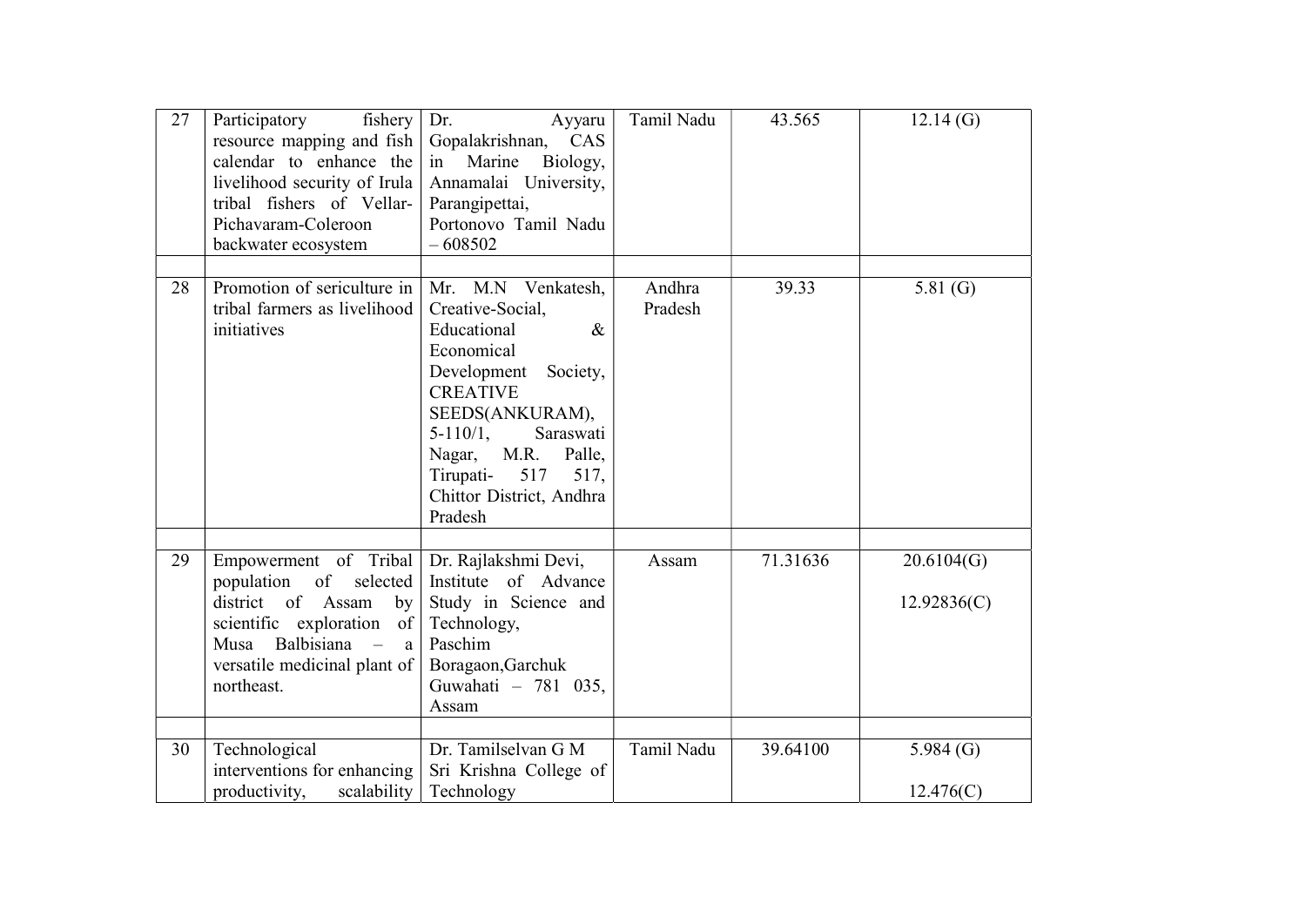| | | | | | |
|---|---|---|---|---|---|
| 27 | Participatory fishery resource mapping and fish calendar to enhance the livelihood security of Irula tribal fishers of Vellar-Pichavaram-Coleroon backwater ecosystem | Dr. Ayyaru Gopalakrishnan, CAS in Marine Biology, Annamalai University, Parangipettai, Portonovo Tamil Nadu – 608502 | Tamil Nadu | 43.565 | 12.14 (G) |
| | | | | | |
| 28 | Promotion of sericulture in tribal farmers as livelihood initiatives | Mr. M.N Venkatesh, Creative-Social, Educational & Economical Development Society, CREATIVE SEEDS(ANKURAM), 5-110/1, Saraswati Nagar, M.R. Palle, Tirupati- 517 517, Chittor District, Andhra Pradesh | Andhra Pradesh | 39.33 | 5.81 (G) |
| | | | | | |
| 29 | Empowerment of Tribal population of selected district of Assam by scientific exploration of Musa Balbisiana – a versatile medicinal plant of northeast. | Dr. Rajlakshmi Devi, Institute of Advance Study in Science and Technology, Paschim Boragaon,Garchuk Guwahati – 781 035, Assam | Assam | 71.31636 | 20.6104(G)<br><br>12.92836(C) |
| | | | | | |
| 30 | Technological interventions for enhancing productivity, scalability | Dr. Tamilselvan G M Sri Krishna College of Technology | Tamil Nadu | 39.64100 | 5.984 (G)<br><br>12.476(C) |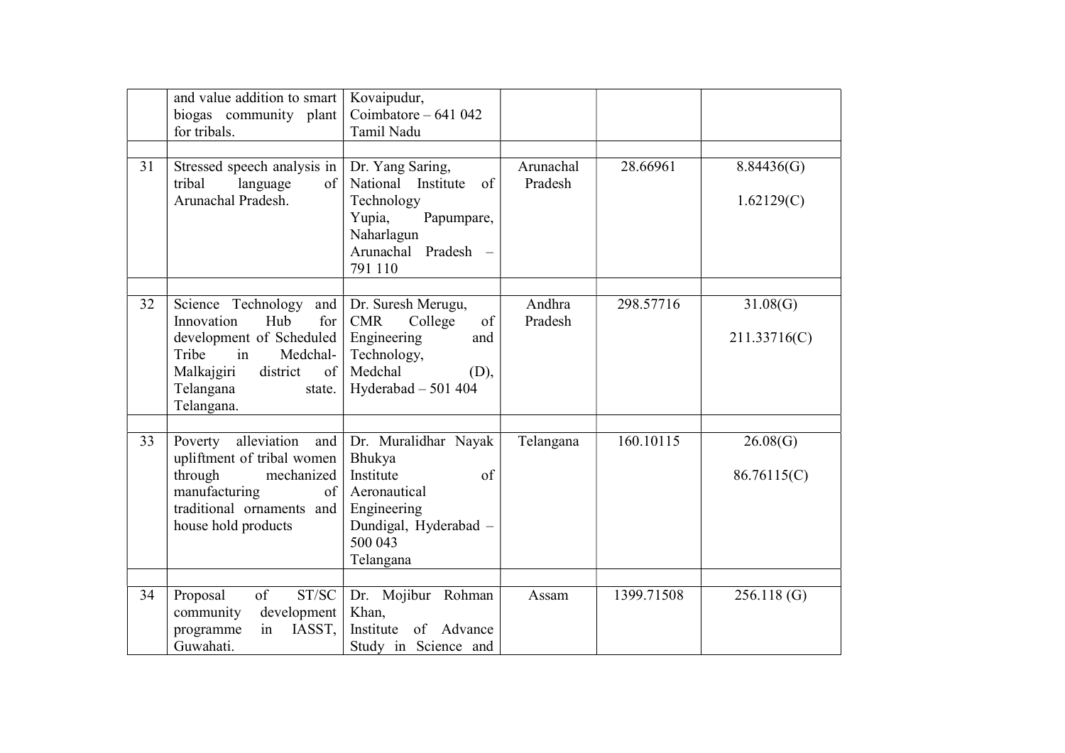|  |  |  |  |  |  |
|---|---|---|---|---|---|
|  | and value addition to smart biogas community plant for tribals. | Kovaipudur, Coimbatore – 641 042 Tamil Nadu |  |  |  |
| 31 | Stressed speech analysis in tribal language of Arunachal Pradesh. | Dr. Yang Saring, National Institute of Technology Yupia, Papumpare, Naharlagun Arunachal Pradesh – 791 110 | Arunachal Pradesh | 28.66961 | 8.84436(G)<br><br>1.62129(C) |
| 32 | Science Technology and Innovation Hub for development of Scheduled Tribe in Medchal-Malkajgiri district of Telangana state. Telangana. | Dr. Suresh Merugu, CMR College of Engineering and Technology, Medchal (D), Hyderabad – 501 404 | Andhra Pradesh | 298.57716 | 31.08(G)<br><br>211.33716(C) |
| 33 | Poverty alleviation and upliftment of tribal women through mechanized manufacturing of traditional ornaments and house hold products | Dr. Muralidhar Nayak Bhukya Institute of Aeronautical Engineering Dundigal, Hyderabad – 500 043 Telangana | Telangana | 160.10115 | 26.08(G)<br><br>86.76115(C) |
| 34 | Proposal of ST/SC community development programme in IASST, Guwahati. | Dr. Mojibur Rohman Khan, Institute of Advance Study in Science and | Assam | 1399.71508 | 256.118 (G) |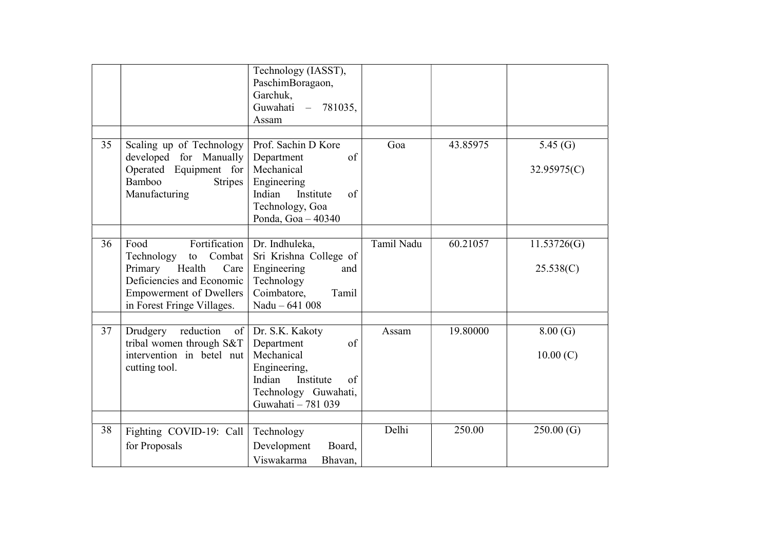| | | | | | |
|---|---|---|---|---|---|
| | | Technology (IASST), PaschimBoragaon, Garchuk, Guwahati – 781035, Assam | | | |
| 35 | Scaling up of Technology developed for Manually Operated Equipment for Bamboo Stripes Manufacturing | Prof. Sachin D Kore Department of Mechanical Engineering Indian Institute of Technology, Goa Ponda, Goa – 40340 | Goa | 43.85975 | 5.45 (G)<br>32.95975(C) |
| 36 | Food Fortification Technology to Combat Primary Health Care Deficiencies and Economic Empowerment of Dwellers in Forest Fringe Villages. | Dr. Indhuleka, Sri Krishna College of Engineering and Technology Coimbatore, Tamil Nadu – 641 008 | Tamil Nadu | 60.21057 | 11.53726(G)<br>25.538(C) |
| 37 | Drudgery reduction of tribal women through S&T intervention in betel nut cutting tool. | Dr. S.K. Kakoty Department of Mechanical Engineering, Indian Institute of Technology Guwahati, Guwahati – 781 039 | Assam | 19.80000 | 8.00 (G)<br>10.00 (C) |
| 38 | Fighting COVID-19: Call for Proposals | Technology Development Board, Viswakarma Bhavan, | Delhi | 250.00 | 250.00 (G) |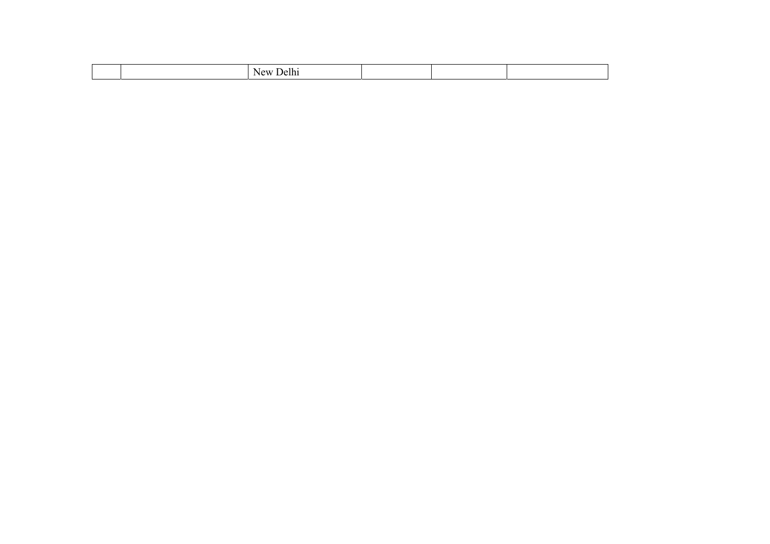| | | | | | |
|---|---|---|---|---|---|
| | | New Delhi | | | |